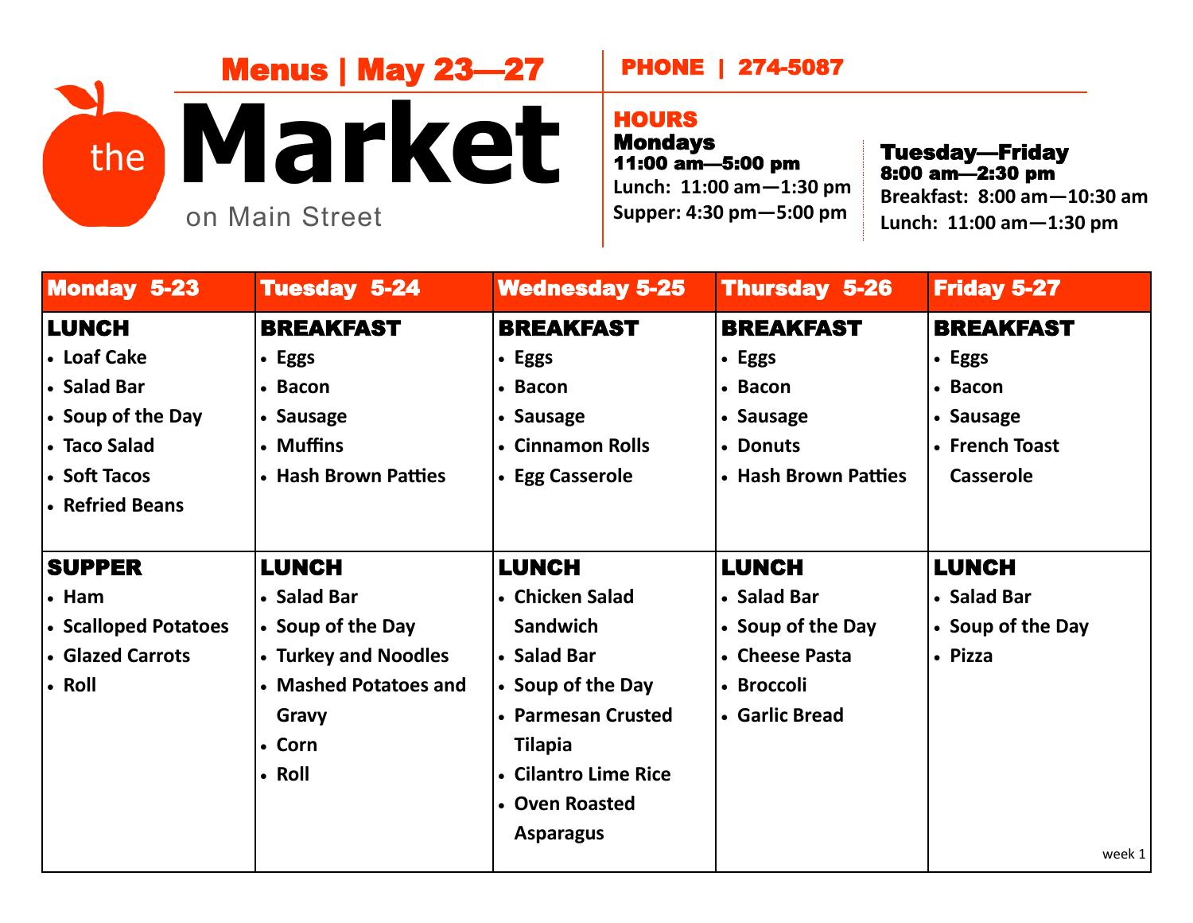# the Market

on Main Street

## Menus | May 23—27

**PHONE | 274-5087**

**HOURS**

**Mondays**
**11:00 am—5:00 pm**
Lunch: 11:00 am—1:30 pm
Supper: 4:30 pm—5:00 pm

**Tuesday—Friday**
**8:00 am—2:30 pm**
Breakfast: 8:00 am—10:30 am
Lunch: 11:00 am—1:30 pm

| Monday 5-23 | Tuesday 5-24 | Wednesday 5-25 | Thursday 5-26 | Friday 5-27 |
|---|---|---|---|---|
| **LUNCH**<br>• Loaf Cake<br>• Salad Bar<br>• Soup of the Day<br>• Taco Salad<br>• Soft Tacos<br>• Refried Beans | **BREAKFAST**<br>• Eggs<br>• Bacon<br>• Sausage<br>• Muffins<br>• Hash Brown Patties | **BREAKFAST**<br>• Eggs<br>• Bacon<br>• Sausage<br>• Cinnamon Rolls<br>• Egg Casserole | **BREAKFAST**<br>• Eggs<br>• Bacon<br>• Sausage<br>• Donuts<br>• Hash Brown Patties | **BREAKFAST**<br>• Eggs<br>• Bacon<br>• Sausage<br>• French Toast Casserole |
| **SUPPER**<br>• Ham<br>• Scalloped Potatoes<br>• Glazed Carrots<br>• Roll | **LUNCH**<br>• Salad Bar<br>• Soup of the Day<br>• Turkey and Noodles<br>• Mashed Potatoes and Gravy<br>• Corn<br>• Roll | **LUNCH**<br>• Chicken Salad Sandwich<br>• Salad Bar<br>• Soup of the Day<br>• Parmesan Crusted Tilapia<br>• Cilantro Lime Rice<br>• Oven Roasted Asparagus | **LUNCH**<br>• Salad Bar<br>• Soup of the Day<br>• Cheese Pasta<br>• Broccoli<br>• Garlic Bread | **LUNCH**<br>• Salad Bar<br>• Soup of the Day<br>• Pizza<br><br>week 1 |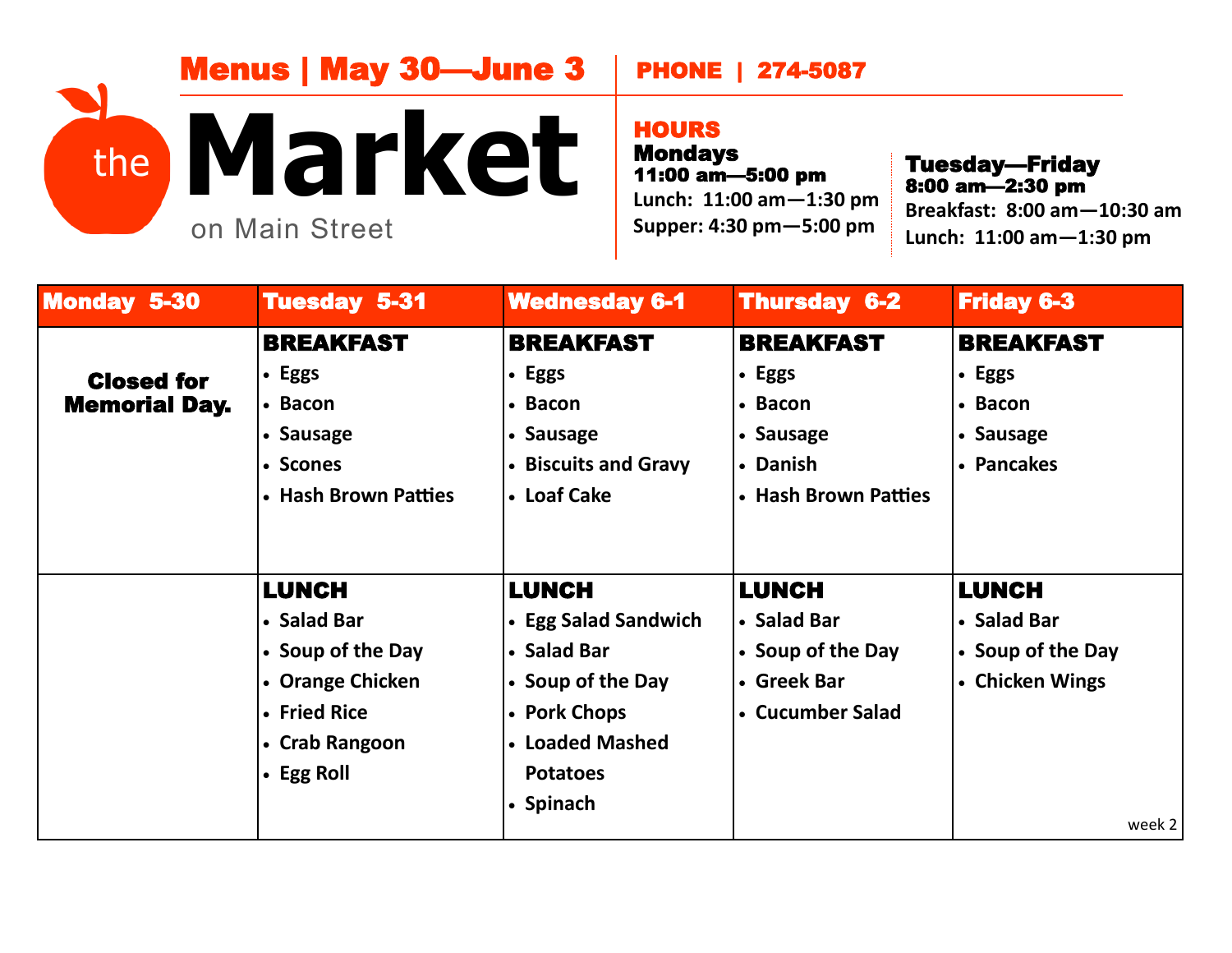# the Market on Main Street

## Menus | May 30—June 3

**PHONE | 274-5087**

### HOURS

**Mondays**
**11:00 am—5:00 pm**
Lunch: 11:00 am—1:30 pm
Supper: 4:30 pm—5:00 pm

**Tuesday—Friday**
**8:00 am—2:30 pm**
Breakfast: 8:00 am—10:30 am
Lunch: 11:00 am—1:30 pm

| Monday 5-30 | Tuesday 5-31 | Wednesday 6-1 | Thursday 6-2 | Friday 6-3 |
|---|---|---|---|---|
| **Closed for Memorial Day.** | **BREAKFAST**<br>• Eggs<br>• Bacon<br>• Sausage<br>• Scones<br>• Hash Brown Patties | **BREAKFAST**<br>• Eggs<br>• Bacon<br>• Sausage<br>• Biscuits and Gravy<br>• Loaf Cake | **BREAKFAST**<br>• Eggs<br>• Bacon<br>• Sausage<br>• Danish<br>• Hash Brown Patties | **BREAKFAST**<br>• Eggs<br>• Bacon<br>• Sausage<br>• Pancakes |
| | **LUNCH**<br>• Salad Bar<br>• Soup of the Day<br>• Orange Chicken<br>• Fried Rice<br>• Crab Rangoon<br>• Egg Roll | **LUNCH**<br>• Egg Salad Sandwich<br>• Salad Bar<br>• Soup of the Day<br>• Pork Chops<br>• Loaded Mashed Potatoes<br>• Spinach | **LUNCH**<br>• Salad Bar<br>• Soup of the Day<br>• Greek Bar<br>• Cucumber Salad | **LUNCH**<br>• Salad Bar<br>• Soup of the Day<br>• Chicken Wings<br><br>week 2 |